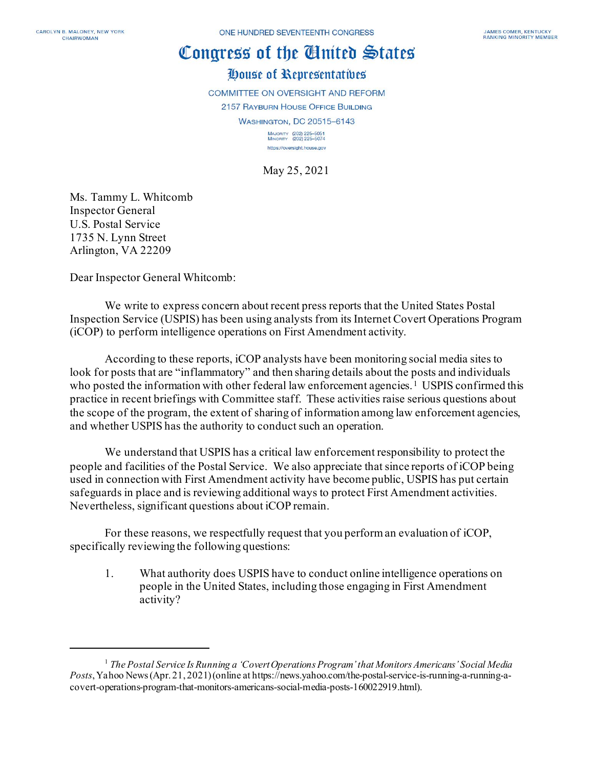CAROLYN B. MALONEY, NEW YORK
CHAIRWOMAN

ONE HUNDRED SEVENTEENTH CONGRESS

JAMES COMER, KENTUCKY
RANKING MINORITY MEMBER

# Congress of the United States

## House of Representatives

COMMITTEE ON OVERSIGHT AND REFORM
2157 RAYBURN HOUSE OFFICE BUILDING
WASHINGTON, DC 20515–6143

MAJORITY (202) 225–5051
MINORITY (202) 225–5074
https://oversight.house.gov

May 25, 2021

Ms. Tammy L. Whitcomb
Inspector General
U.S. Postal Service
1735 N. Lynn Street
Arlington, VA 22209

Dear Inspector General Whitcomb:

We write to express concern about recent press reports that the United States Postal Inspection Service (USPIS) has been using analysts from its Internet Covert Operations Program (iCOP) to perform intelligence operations on First Amendment activity.

According to these reports, iCOP analysts have been monitoring social media sites to look for posts that are "inflammatory" and then sharing details about the posts and individuals who posted the information with other federal law enforcement agencies.[1] USPIS confirmed this practice in recent briefings with Committee staff. These activities raise serious questions about the scope of the program, the extent of sharing of information among law enforcement agencies, and whether USPIS has the authority to conduct such an operation.

We understand that USPIS has a critical law enforcement responsibility to protect the people and facilities of the Postal Service. We also appreciate that since reports of iCOP being used in connection with First Amendment activity have become public, USPIS has put certain safeguards in place and is reviewing additional ways to protect First Amendment activities. Nevertheless, significant questions about iCOP remain.

For these reasons, we respectfully request that you perform an evaluation of iCOP, specifically reviewing the following questions:

1. What authority does USPIS have to conduct online intelligence operations on people in the United States, including those engaging in First Amendment activity?

---

[1] *The Postal Service Is Running a 'Covert Operations Program' that Monitors Americans' Social Media Posts*, Yahoo News (Apr. 21, 2021) (online at https://news.yahoo.com/the-postal-service-is-running-a-running-a-covert-operations-program-that-monitors-americans-social-media-posts-160022919.html).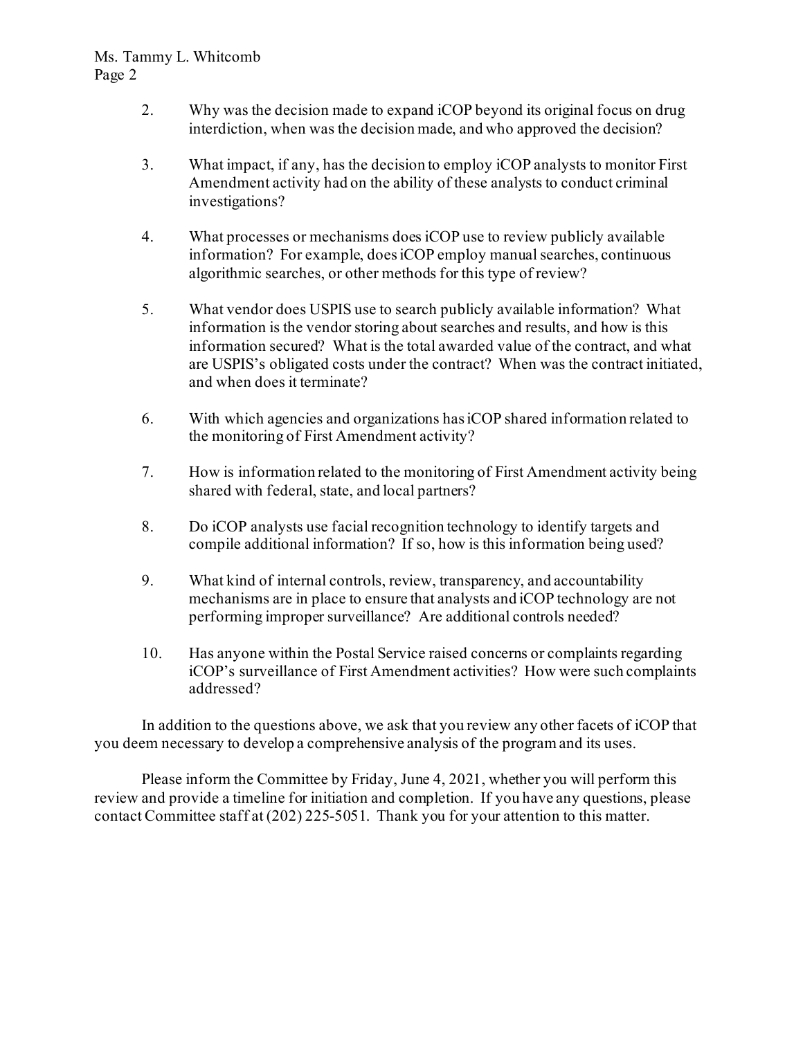2. Why was the decision made to expand iCOP beyond its original focus on drug interdiction, when was the decision made, and who approved the decision?

3. What impact, if any, has the decision to employ iCOP analysts to monitor First Amendment activity had on the ability of these analysts to conduct criminal investigations?

4. What processes or mechanisms does iCOP use to review publicly available information? For example, does iCOP employ manual searches, continuous algorithmic searches, or other methods for this type of review?

5. What vendor does USPIS use to search publicly available information? What information is the vendor storing about searches and results, and how is this information secured? What is the total awarded value of the contract, and what are USPIS's obligated costs under the contract? When was the contract initiated, and when does it terminate?

6. With which agencies and organizations has iCOP shared information related to the monitoring of First Amendment activity?

7. How is information related to the monitoring of First Amendment activity being shared with federal, state, and local partners?

8. Do iCOP analysts use facial recognition technology to identify targets and compile additional information? If so, how is this information being used?

9. What kind of internal controls, review, transparency, and accountability mechanisms are in place to ensure that analysts and iCOP technology are not performing improper surveillance? Are additional controls needed?

10. Has anyone within the Postal Service raised concerns or complaints regarding iCOP's surveillance of First Amendment activities? How were such complaints addressed?

In addition to the questions above, we ask that you review any other facets of iCOP that you deem necessary to develop a comprehensive analysis of the program and its uses.

Please inform the Committee by Friday, June 4, 2021, whether you will perform this review and provide a timeline for initiation and completion. If you have any questions, please contact Committee staff at (202) 225-5051. Thank you for your attention to this matter.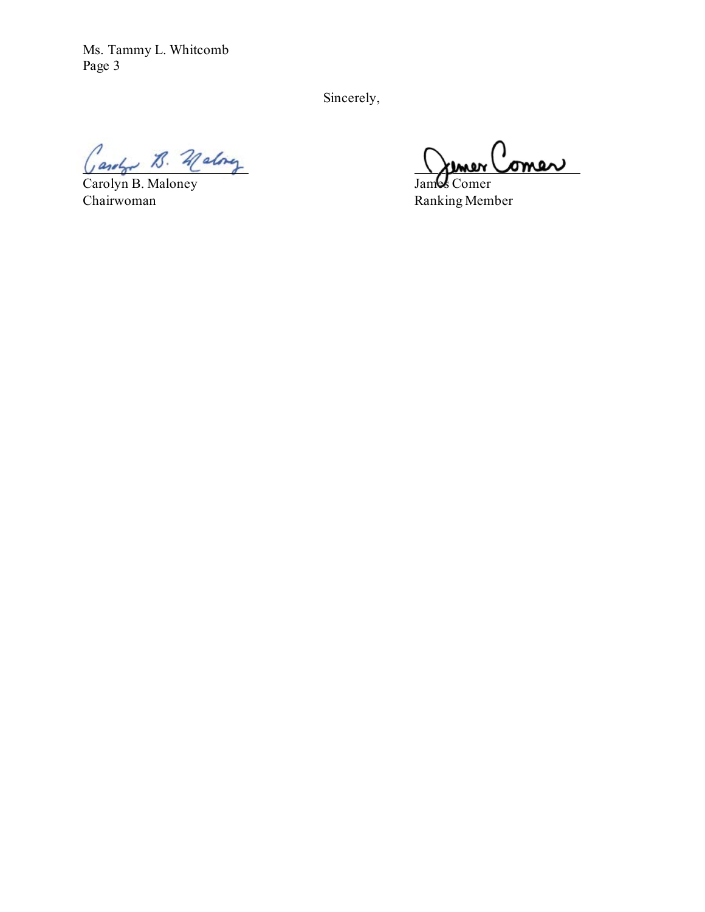Ms. Tammy L. Whitcomb

Sincerely,

Carolyn B. Maloney
Chairwoman

James Comer
Ranking Member